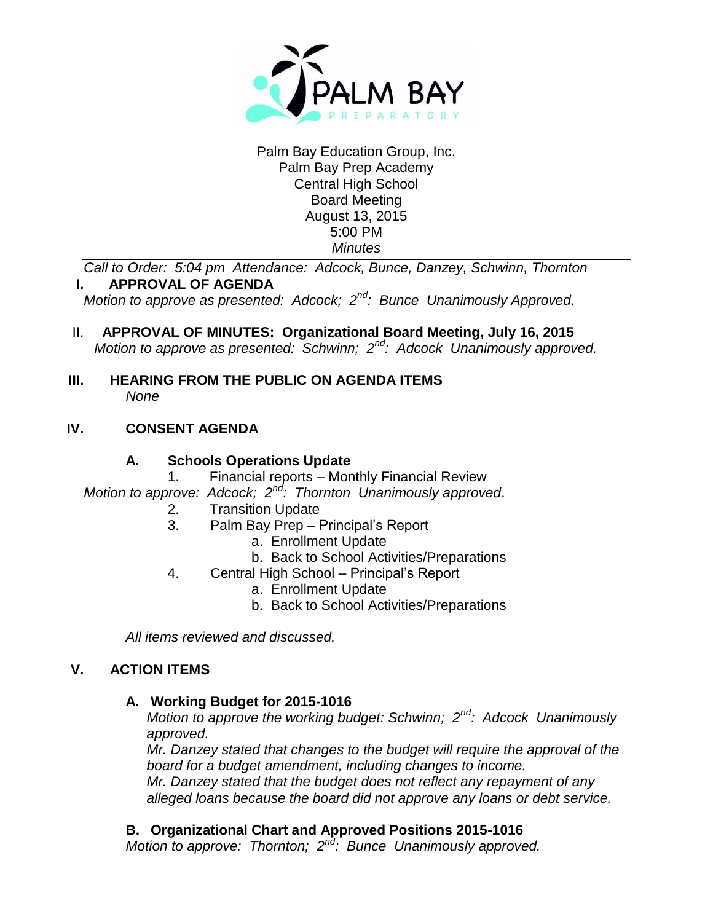Palm Bay Education Group, Inc.
Palm Bay Prep Academy
Central High School
Board Meeting
August 13, 2015
5:00 PM
*Minutes*

---

*Call to Order: 5:04 pm Attendance: Adcock, Bunce, Danzey, Schwinn, Thornton*

## I. APPROVAL OF AGENDA

*Motion to approve as presented: Adcock; 2nd: Bunce Unanimously Approved.*

## II. APPROVAL OF MINUTES: Organizational Board Meeting, July 16, 2015

*Motion to approve as presented: Schwinn; 2nd: Adcock Unanimously approved.*

## III. HEARING FROM THE PUBLIC ON AGENDA ITEMS

*None*

## IV. CONSENT AGENDA

### A. Schools Operations Update

1. Financial reports – Monthly Financial Review

*Motion to approve: Adcock; 2nd: Thornton Unanimously approved*.

2. Transition Update
3. Palm Bay Prep – Principal's Report
   a. Enrollment Update
   b. Back to School Activities/Preparations
4. Central High School – Principal's Report
   a. Enrollment Update
   b. Back to School Activities/Preparations

*All items reviewed and discussed.*

## V. ACTION ITEMS

### A. Working Budget for 2015-1016

*Motion to approve the working budget: Schwinn; 2nd: Adcock Unanimously approved.*

*Mr. Danzey stated that changes to the budget will require the approval of the board for a budget amendment, including changes to income.*

*Mr. Danzey stated that the budget does not reflect any repayment of any alleged loans because the board did not approve any loans or debt service.*

### B. Organizational Chart and Approved Positions 2015-1016

*Motion to approve: Thornton; 2nd: Bunce Unanimously approved.*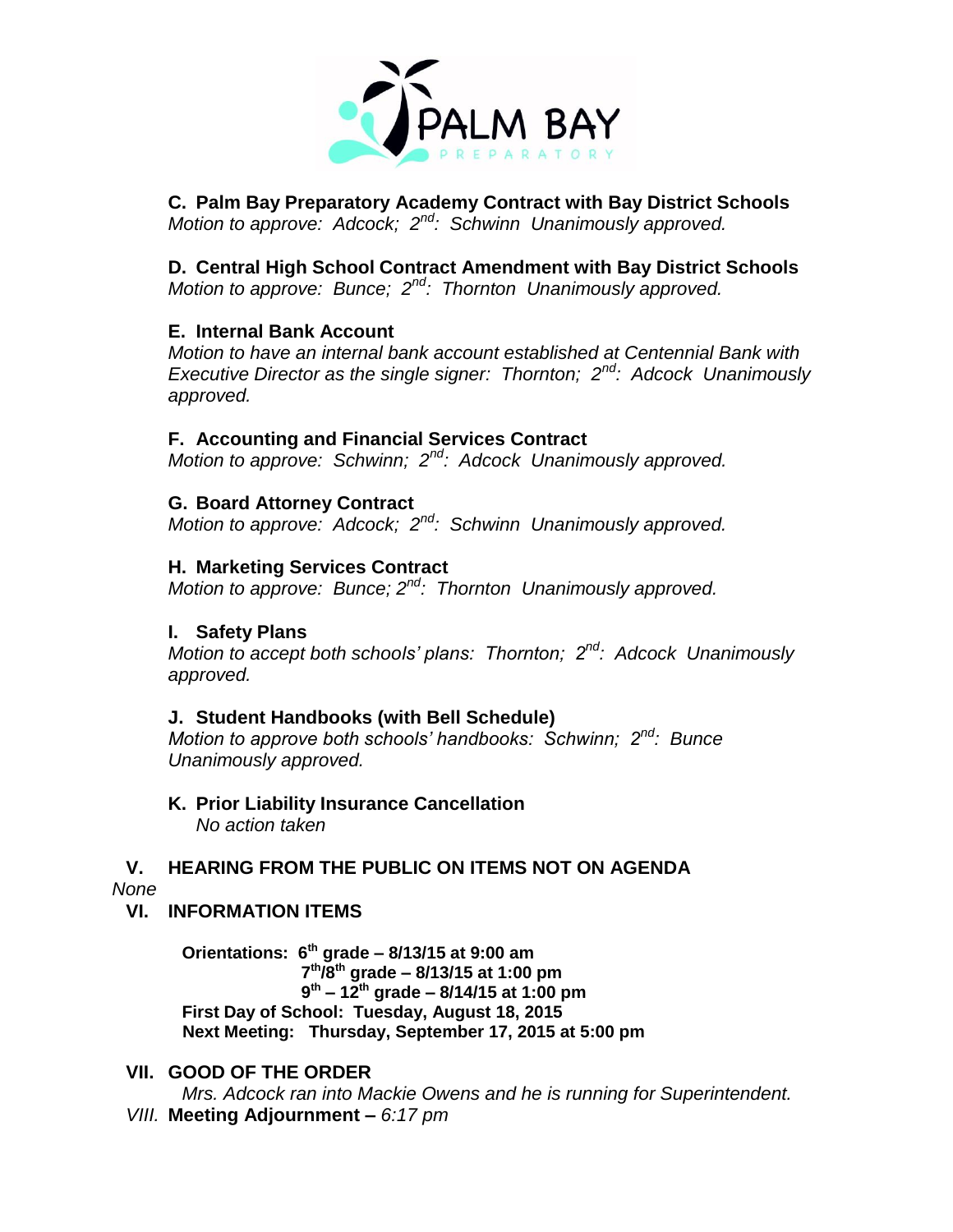**C. Palm Bay Preparatory Academy Contract with Bay District Schools**
*Motion to approve: Adcock; 2nd: Schwinn Unanimously approved.*

**D. Central High School Contract Amendment with Bay District Schools**
*Motion to approve: Bunce; 2nd: Thornton Unanimously approved.*

**E. Internal Bank Account**
*Motion to have an internal bank account established at Centennial Bank with Executive Director as the single signer: Thornton; 2nd: Adcock Unanimously approved.*

**F. Accounting and Financial Services Contract**
*Motion to approve: Schwinn; 2nd: Adcock Unanimously approved.*

**G. Board Attorney Contract**
*Motion to approve: Adcock; 2nd: Schwinn Unanimously approved.*

**H. Marketing Services Contract**
*Motion to approve: Bunce; 2nd: Thornton Unanimously approved.*

**I. Safety Plans**
*Motion to accept both schools' plans: Thornton; 2nd: Adcock Unanimously approved.*

**J. Student Handbooks (with Bell Schedule)**
*Motion to approve both schools' handbooks: Schwinn; 2nd: Bunce Unanimously approved.*

**K. Prior Liability Insurance Cancellation**
*No action taken*

**V. HEARING FROM THE PUBLIC ON ITEMS NOT ON AGENDA**

*None*

**VI. INFORMATION ITEMS**

**Orientations: 6th grade – 8/13/15 at 9:00 am**
**7th/8th grade – 8/13/15 at 1:00 pm**
**9th – 12th grade – 8/14/15 at 1:00 pm**
**First Day of School: Tuesday, August 18, 2015**
**Next Meeting: Thursday, September 17, 2015 at 5:00 pm**

**VII. GOOD OF THE ORDER**

*Mrs. Adcock ran into Mackie Owens and he is running for Superintendent.*

*VIII.* **Meeting Adjournment –** *6:17 pm*